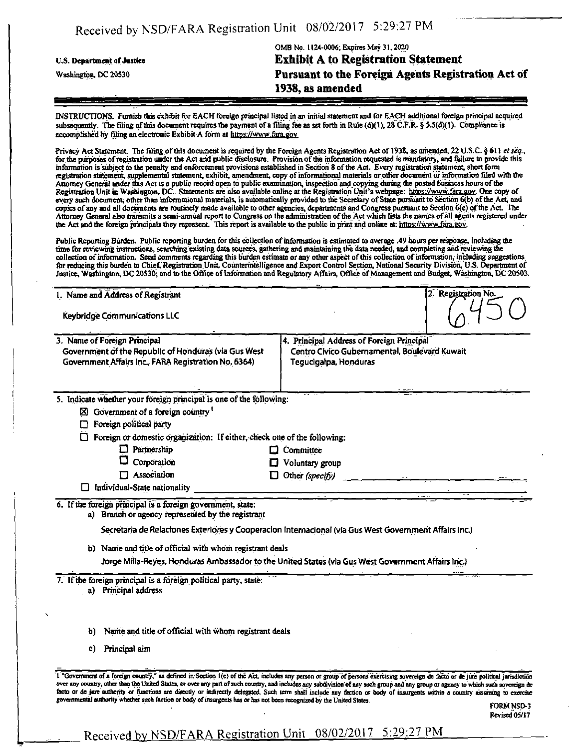U.S. Department of Justice
Washington, DC 20530

OMB No. 1124-0006; Expires May 31, 2020

# Exhibit A to Registration Statement
# Pursuant to the Foreign Agents Registration Act of 1938, as amended

INSTRUCTIONS. Furnish this exhibit for EACH foreign principal listed in an initial statement and for EACH additional foreign principal acquired subsequently. The filing of this document requires the payment of a filing fee as set forth in Rule (d)(1), 28 C.F.R. § 5.5(d)(1). Compliance is accomplished by filing an electronic Exhibit A form at https://www.fara.gov.

Privacy Act Statement. The filing of this document is required by the Foreign Agents Registration Act of 1938, as amended, 22 U.S.C. § 611 *et seq.*, for the purposes of registration under the Act and public disclosure. Provision of the information requested is mandatory, and failure to provide this information is subject to the penalty and enforcement provisions established in Section 8 of the Act. Every registration statement, short form registration statement, supplemental statement, exhibit, amendment, copy of informational materials or other document or information filed with the Attorney General under this Act is a public record open to public examination, inspection and copying during the posted business hours of the Registration Unit in Washington, DC. Statements are also available online at the Registration Unit's webpage: https://www.fara.gov. One copy of every such document, other than informational materials, is automatically provided to the Secretary of State pursuant to Section 6(b) of the Act, and copies of any and all documents are routinely made available to other agencies, departments and Congress pursuant to Section 6(c) of the Act. The Attorney General also transmits a semi-annual report to Congress on the administration of the Act which lists the names of all agents registered under the Act and the foreign principals they represent. This report is available to the public in print and online at: https://www.fara.gov.

Public Reporting Burden. Public reporting burden for this collection of information is estimated to average .49 hours per response, including the time for reviewing instructions, searching existing data sources, gathering and maintaining the data needed, and completing and reviewing the collection of information. Send comments regarding this burden estimate or any other aspect of this collection of information, including suggestions for reducing this burden to Chief, Registration Unit, Counterintelligence and Export Control Section, National Security Division, U.S. Department of Justice, Washington, DC 20530; and to the Office of Information and Regulatory Affairs, Office of Management and Budget, Washington, DC 20503.

| 1. Name and Address of Registrant | 2. Registration No. |
|---|---|
| Keybridge Communications LLC | 6450 |

| 3. Name of Foreign Principal | 4. Principal Address of Foreign Principal |
|---|---|
| Government of the Republic of Honduras (via Gus West Government Affairs Inc., FARA Registration No. 6364) | Centro Civico Gubernamental, Boulevard Kuwait Tegucigalpa, Honduras |

5. Indicate whether your foreign principal is one of the following:

- ☒ Government of a foreign country [1]
- ☐ Foreign political party
- ☐ Foreign or domestic organization: If either, check one of the following:
  - ☐ Partnership
  - ☐ Corporation
  - ☐ Association
  - ☐ Committee
  - ☐ Voluntary group
  - ☐ Other *(specify)*
- ☐ Individual-State nationality

6. If the foreign principal is a foreign government, state:

a) Branch or agency represented by the registrant

Secretaria de Relaciones Exteriores y Cooperacion Internacional (via Gus West Government Affairs Inc.)

b) Name and title of official with whom registrant deals

Jorge Milla-Reyes, Honduras Ambassador to the United States (via Gus West Government Affairs Inc.)

7. If the foreign principal is a foreign political party, state:

a) Principal address

b) Name and title of official with whom registrant deals

c) Principal aim

[1] "Government of a foreign country," as defined in Section 1(e) of the Act, includes any person or group of persons exercising sovereign de facto or de jure political jurisdiction over any country, other than the United States, or over any part of such country, and includes any subdivision of any such group and any group or agency to which such sovereign de facto or de jure authority or functions are directly or indirectly delegated. Such term shall include any faction or body of insurgents within a country assuming to exercise governmental authority whether such faction or body of insurgents has or has not been recognized by the United States.

FORM NSD-3
Revised 05/17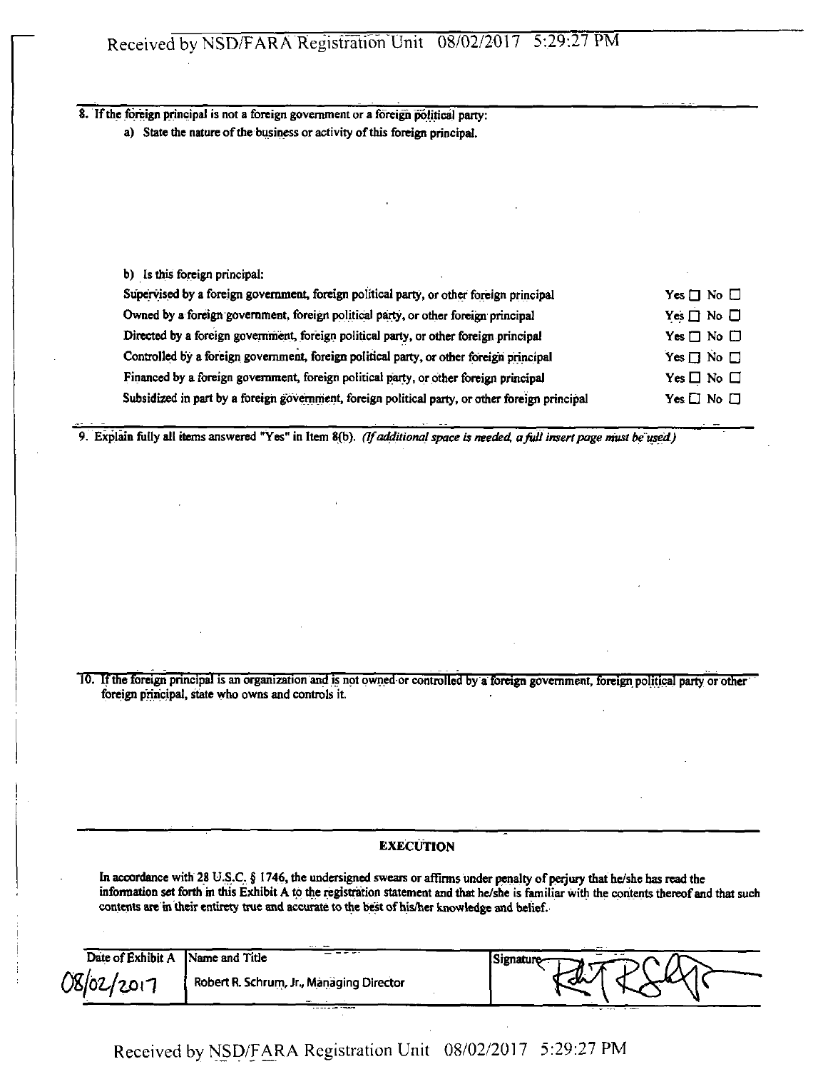8. If the foreign principal is not a foreign government or a foreign political party:

a) State the nature of the business or activity of this foreign principal.

b) Is this foreign principal:

| | |
|---|---|
| Supervised by a foreign government, foreign political party, or other foreign principal | Yes ☐ No ☐ |
| Owned by a foreign government, foreign political party, or other foreign principal | Yes ☐ No ☐ |
| Directed by a foreign government, foreign political party, or other foreign principal | Yes ☐ No ☐ |
| Controlled by a foreign government, foreign political party, or other foreign principal | Yes ☐ No ☐ |
| Financed by a foreign government, foreign political party, or other foreign principal | Yes ☐ No ☐ |
| Subsidized in part by a foreign government, foreign political party, or other foreign principal | Yes ☐ No ☐ |

9. Explain fully all items answered "Yes" in Item 8(b). *(If additional space is needed, a full insert page must be used.)*

10. If the foreign principal is an organization and is not owned or controlled by a foreign government, foreign political party or other foreign principal, state who owns and controls it.

## EXECUTION

In accordance with 28 U.S.C. § 1746, the undersigned swears or affirms under penalty of perjury that he/she has read the information set forth in this Exhibit A to the registration statement and that he/she is familiar with the contents thereof and that such contents are in their entirety true and accurate to the best of his/her knowledge and belief.

| Date of Exhibit A | Name and Title | Signature |
|---|---|---|
| 08/02/2017 | Robert R. Schrum, Jr., Managing Director | [signature] |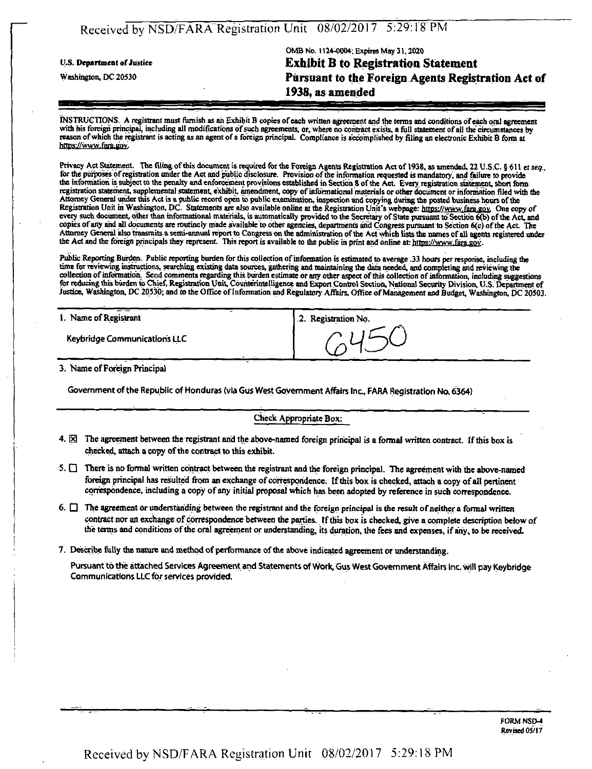U.S. Department of Justice

Washington, DC 20530

OMB No. 1124-0004; Expires May 31, 2020

# Exhibit B to Registration Statement
# Pursuant to the Foreign Agents Registration Act of 1938, as amended

INSTRUCTIONS. A registrant must furnish as an Exhibit B copies of each written agreement and the terms and conditions of each oral agreement with his foreign principal, including all modifications of such agreements, or, where no contract exists, a full statement of all the circumstances by reason of which the registrant is acting as an agent of a foreign principal. Compliance is accomplished by filing an electronic Exhibit B form at https://www.fara.gov.

Privacy Act Statement. The filing of this document is required for the Foreign Agents Registration Act of 1938, as amended, 22 U.S.C. § 611 *et seq.*, for the purposes of registration under the Act and public disclosure. Provision of the information requested is mandatory, and failure to provide the information is subject to the penalty and enforcement provisions established in Section 8 of the Act. Every registration statement, short form registration statement, supplemental statement, exhibit, amendment, copy of informational materials or other document or information filed with the Attorney General under this Act is a public record open to public examination, inspection and copying during the posted business hours of the Registration Unit in Washington, DC. Statements are also available online at the Registration Unit's webpage: https://www.fara.gov. One copy of every such document, other than informational materials, is automatically provided to the Secretary of State pursuant to Section 6(b) of the Act, and copies of any and all documents are routinely made available to other agencies, departments and Congress pursuant to Section 6(c) of the Act. The Attorney General also transmits a semi-annual report to Congress on the administration of the Act which lists the names of all agents registered under the Act and the foreign principals they represent. This report is available to the public in print and online at: https://www.fara.gov.

Public Reporting Burden. Public reporting burden for this collection of information is estimated to average .33 hours per response, including the time for reviewing instructions, searching existing data sources, gathering and maintaining the data needed, and completing and reviewing the collection of information. Send comments regarding this burden estimate or any other aspect of this collection of information, including suggestions for reducing this burden to Chief, Registration Unit, Counterintelligence and Export Control Section, National Security Division, U.S. Department of Justice, Washington, DC 20530; and to the Office of Information and Regulatory Affairs, Office of Management and Budget, Washington, DC 20503.

| 1. Name of Registrant | 2. Registration No. |
|---|---|
| Keybridge Communications LLC | 6450 |

3. Name of Foreign Principal

Government of the Republic of Honduras (via Gus West Government Affairs Inc., FARA Registration No. 6364)

Check Appropriate Box:

4. ☒ The agreement between the registrant and the above-named foreign principal is a formal written contract. If this box is checked, attach a copy of the contract to this exhibit.

5. ☐ There is no formal written contract between the registrant and the foreign principal. The agreement with the above-named foreign principal has resulted from an exchange of correspondence. If this box is checked, attach a copy of all pertinent correspondence, including a copy of any initial proposal which has been adopted by reference in such correspondence.

6. ☐ The agreement or understanding between the registrant and the foreign principal is the result of neither a formal written contract nor an exchange of correspondence between the parties. If this box is checked, give a complete description below of the terms and conditions of the oral agreement or understanding, its duration, the fees and expenses, if any, to be received.

7. Describe fully the nature and method of performance of the above indicated agreement or understanding.

Pursuant to the attached Services Agreement and Statements of Work, Gus West Government Affairs Inc. will pay Keybridge Communications LLC for services provided.

FORM NSD-4
Revised 05/17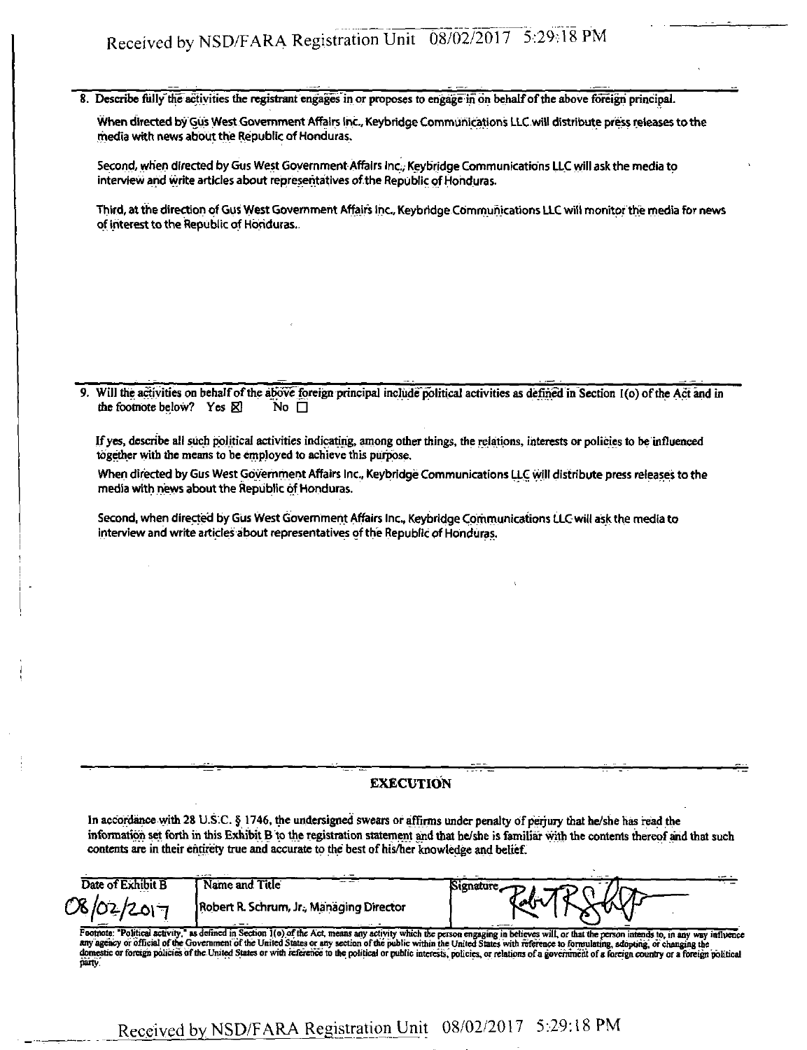8. Describe fully the activities the registrant engages in or proposes to engage in on behalf of the above foreign principal.

When directed by Gus West Government Affairs Inc., Keybridge Communications LLC will distribute press releases to the media with news about the Republic of Honduras.

Second, when directed by Gus West Government Affairs Inc., Keybridge Communications LLC will ask the media to interview and write articles about representatives of the Republic of Honduras.

Third, at the direction of Gus West Government Affairs Inc., Keybridge Communications LLC will monitor the media for news of interest to the Republic of Honduras.

9. Will the activities on behalf of the above foreign principal include political activities as defined in Section 1(o) of the Act and in the footnote below? Yes ☒ No ☐

If yes, describe all such political activities indicating, among other things, the relations, interests or policies to be influenced together with the means to be employed to achieve this purpose.

When directed by Gus West Government Affairs Inc., Keybridge Communications LLC will distribute press releases to the media with news about the Republic of Honduras.

Second, when directed by Gus West Government Affairs Inc., Keybridge Communications LLC will ask the media to interview and write articles about representatives of the Republic of Honduras.

## EXECUTION

In accordance with 28 U.S.C. § 1746, the undersigned swears or affirms under penalty of perjury that he/she has read the information set forth in this Exhibit B to the registration statement and that he/she is familiar with the contents thereof and that such contents are in their entirety true and accurate to the best of his/her knowledge and belief.

| Date of Exhibit B | Name and Title | Signature |
|---|---|---|
| 08/02/2017 | Robert R. Schrum, Jr., Managing Director | [signature] |

Footnote: "Political activity," as defined in Section 1(o) of the Act, means any activity which the person engaging in believes will, or that the person intends to, in any way influence any agency or official of the Government of the United States or any section of the public within the United States with reference to formulating, adopting, or changing the domestic or foreign policies of the United States or with reference to the political or public interests, policies, or relations of a government of a foreign country or a foreign political party.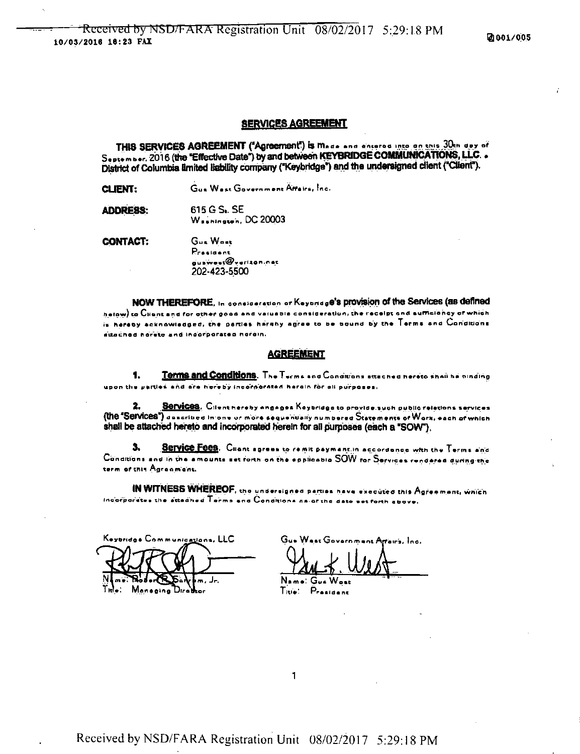## SERVICES AGREEMENT

**THIS SERVICES AGREEMENT ("Agreement")** is made and entered into on this 30th day of September, 2016 (the "Effective Date") by and between **KEYBRIDGE COMMUNICATIONS, LLC**, a District of Columbia limited liability company ("Keybridge") and the undersigned client ("Client").

**CLIENT:** Gus West Government Affairs, Inc.

**ADDRESS:** 615 G St. SE
Washington, DC 20003

**CONTACT:** Gus West
President
guswest@verizon.net
202-423-5500

**NOW THEREFORE**, in consideration of Keybridge's provision of the Services (as defined below) to Client and for other good and valuable consideration, the receipt and sufficiency of which is hereby acknowledged, the parties hereby agree to be bound by the Terms and Conditions attached hereto and incorporated herein.

## AGREEMENT

**1. Terms and Conditions.** The Terms and Conditions attached hereto shall be binding upon the parties and are hereby incorporated herein for all purposes.

**2. Services.** Client hereby engages Keybridge to provide such public relations services (the "Services") described in one or more sequentially numbered Statements of Work, each of which shall be attached hereto and incorporated herein for all purposes (each a "SOW").

**3. Service Fees.** Client agrees to remit payment in accordance with the Terms and Conditions and in the amounts set forth on the applicable SOW for Services rendered during the term of this Agreement.

**IN WITNESS WHEREOF**, the undersigned parties have executed this Agreement, which incorporates the attached Terms and Conditions as of the date set forth above.

| Keybridge Communications, LLC | Gus West Government Affairs, Inc. |
|---|---|
| [signature] | [signature] |
| Name: Robert R. Sahrom, Jr. | Name: Gus West |
| Title: Managing Director | Title: President |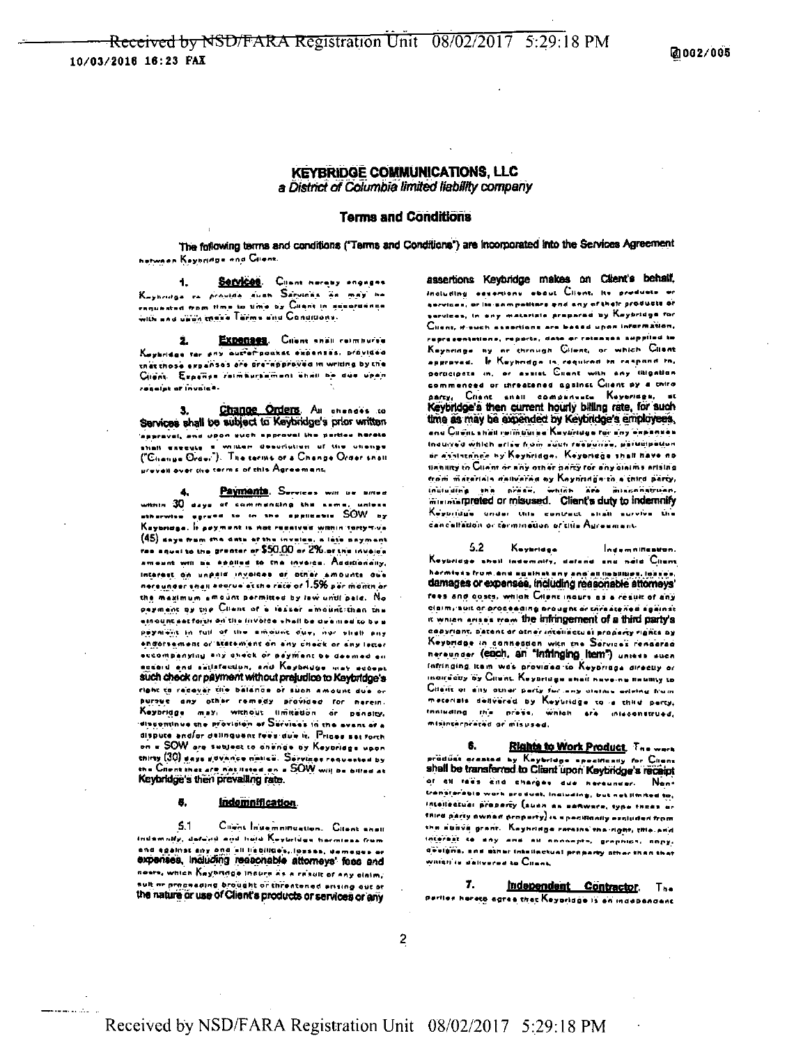# KEYBRIDGE COMMUNICATIONS, LLC

*a District of Columbia limited liability company*

## Terms and Conditions

The following terms and conditions ("Terms and Conditions") are incorporated into the Services Agreement between Keybridge and Client.

**1. Services.** Client hereby engages Keybridge to provide such Services as may be requested from time to time by Client in accordance with and upon these Terms and Conditions.

**2. Expenses.** Client shall reimburse Keybridge for any out-of-pocket expenses, provided that those expenses are pre-approved in writing by the Client. Expense reimbursement shall be due upon receipt of invoice.

**3. Change Orders.** All changes to Services shall be subject to Keybridge's prior written approval, and upon such approval the parties hereto shall execute a written description of the change ("Change Order"). The terms of a Change Order shall prevail over the terms of this Agreement.

**4. Payments.** Services will be billed within 30 days of commencing the same, unless otherwise agreed to in the applicable SOW by Keybridge. If payment is not received within forty-five (45) days from the date of the invoice, a late payment fee equal to the greater of $50.00 or 2% of the invoice amount will be applied to the invoice. Additionally, interest on unpaid invoices or other amounts due hereunder shall accrue at the rate of 1.5% per month or the maximum amount permitted by law until paid. No payment by the Client of a lesser amount than the amount set forth on the invoice shall be deemed to be a payment in full of the amount due, nor shall any endorsement or statement on any check or any letter accompanying any check or payment be deemed an accord and satisfaction, and Keybridge may accept such check or payment without prejudice to Keybridge's right to recover the balance of such amount due or pursue any other remedy provided for herein. Keybridge may, without limitation or penalty, discontinue the provision of Services in the event of a dispute and/or delinquent fees due it. Prices set forth on a SOW are subject to change by Keybridge upon thirty (30) days advance notice. Services requested by the Client that are not listed on a SOW will be billed at Keybridge's then prevailing rate.

**5. Indemnification.**

5.1 Client Indemnification. Client shall indemnify, defend and hold Keybridge harmless from and against any and all liabilities, losses, damages or expenses, including reasonable attorneys' fees and costs, which Keybridge incurs as a result of any claim, suit or proceeding brought or threatened arising out of the nature or use of Client's products or services or any assertions Keybridge makes on Client's behalf, including assertions about Client, its products or services, or its competitors and any of their products or services, in any materials prepared by Keybridge for Client, if such assertions are based upon information, representations, reports, data or releases supplied to Keybridge by or through Client, or which Client approved. If Keybridge is required to respond to, participate in, or assist Client with any litigation commenced or threatened against Client by a third party, Client shall compensate Keybridge, at Keybridge's then current hourly billing rate, for such time as may be expended by Keybridge's employees, and Client shall reimburse Keybridge for any expenses incurred which arise from such response, participation or assistance by Keybridge. Keybridge shall have no liability to Client or any other party for any claims arising from materials delivered by Keybridge to a third party, including the press, which are misconstrued, misinterpreted or misused. Client's duty to indemnify Keybridge under this contract shall survive the cancellation or termination of this Agreement.

5.2 Keybridge Indemnification. Keybridge shall indemnify, defend and hold Client harmless from and against any and all liabilities, losses, damages or expenses, including reasonable attorneys' fees and costs, which Client incurs as a result of any claim, suit or proceeding brought or threatened against it which arises from the infringement of a third party's copyright, patent or other intellectual property rights by Keybridge in connection with the Services rendered hereunder (each, an "Infringing Item") unless such Infringing Item was provided to Keybridge directly or indirectly by Client. Keybridge shall have no liability to Client or any other party for any claims arising from materials delivered by Keybridge to a third party, including the press, which are misconstrued, misinterpreted or misused.

**6. Rights to Work Product.** The work product created by Keybridge specifically for Client shall be transferred to Client upon Keybridge's receipt of all fees and charges due hereunder. Non-transferable work product, including, but not limited to, intellectual property (such as software, type faces or third party owned property) is specifically excluded from the above grant. Keybridge retains the right, title and interest to any and all concepts, graphics, copy, designs, and other intellectual property other than that which is delivered to Client.

**7. Independent Contractor.** The parties hereto agree that Keybridge is an independent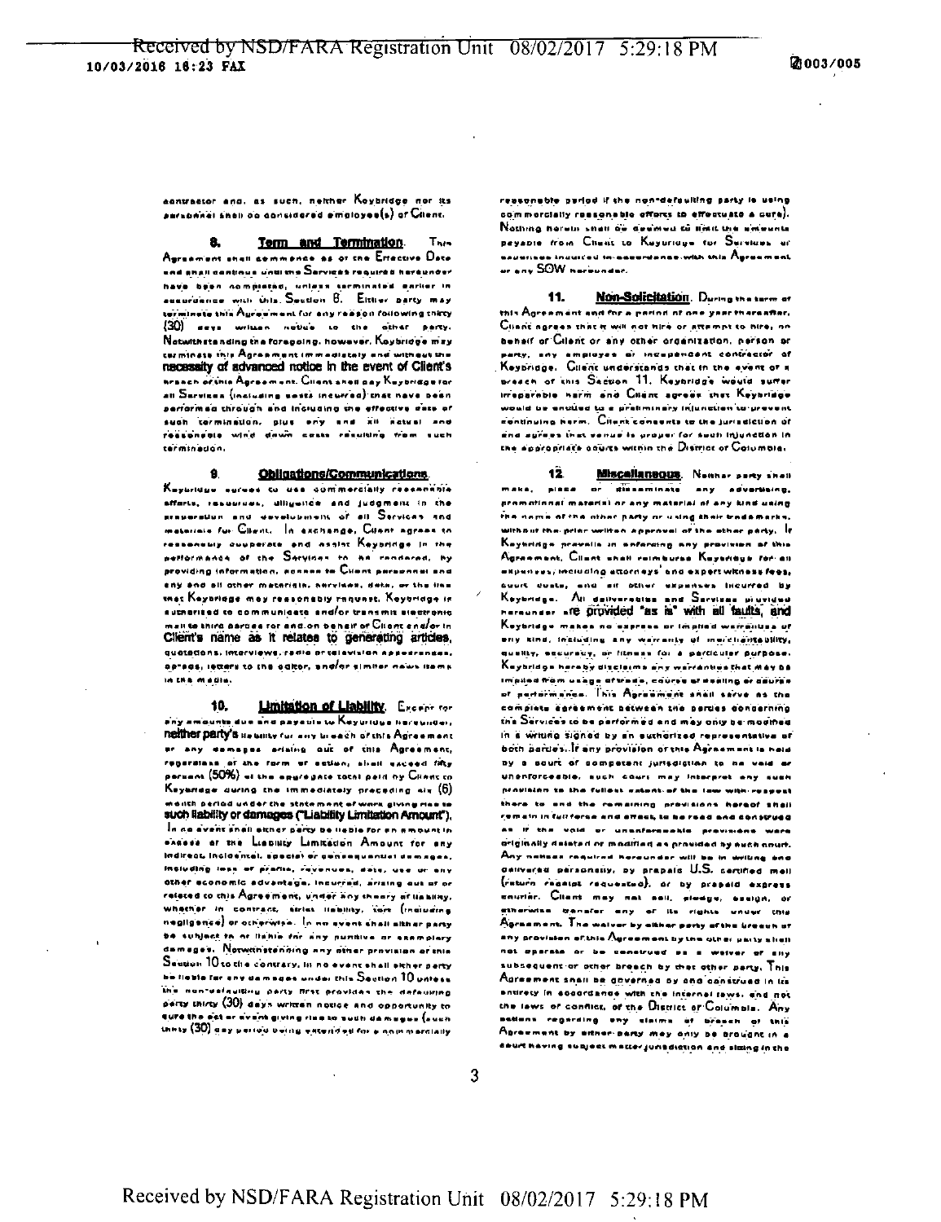contractor and, as such, neither Keybridge nor its personnel shall be considered employee(s) of Client.

**8. Term and Termination.** This Agreement shall commence as of the Effective Date and shall continue until the Services required hereunder have been completed, unless terminated earlier in accordance with this Section 8. Either party may terminate this Agreement for any reason following thirty (30) days written notice to the other party. Notwithstanding the foregoing, however, Keybridge may terminate this Agreement immediately and without the necessity of advanced notice in the event of Client's breach of this Agreement. Client shall pay Keybridge for all Services (including costs incurred) that have been performed through and including the effective date of such termination, plus any and all actual and reasonable wind down costs resulting from such termination.

**9. Obligations/Communications.** Keybridge agrees to use commercially reasonable efforts, resources, diligence and judgment in the preparation and development of all Services and materials for Client. In exchange, Client agrees to reasonably cooperate and assist Keybridge in the performance of the Services to be rendered, by providing information, access to Client personnel and any and all other materials, services, data, or the like that Keybridge may reasonably request. Keybridge is authorized to communicate and/or transmit electronic mail to third parties for and on behalf of Client and/or in Client's name as it relates to generating articles, quotations, interviews, radio or television appearances, op-eds, letters to the editor, and/or similar news items in the media.

**10. Limitation of Liability.** Except for any amounts due and payable to Keybridge hereunder, neither party's liability for any breach of this Agreement or any damages arising out of this Agreement, regardless of the form of action, shall exceed fifty percent (50%) of the aggregate total paid by Client to Keybridge during the immediately preceding six (6) month period under the statement of work giving rise to such liability or damages ("Liability Limitation Amount"). In no event shall either party be liable for an amount in excess of the Liability Limitation Amount for any indirect, incidental, special or consequential damages, including loss of profits, revenues, data, use or any other economic advantage, incurred, arising out of or related to this Agreement, under any theory of liability, whether in contract, strict liability, tort (including negligence) or otherwise. In no event shall either party be subject to or liable for any punitive or exemplary damages. Notwithstanding any other provision of this Section 10 to the contrary, in no event shall either party be liable for any damages under this Section 10 unless the non-defaulting party first provides the defaulting party thirty (30) days written notice and opportunity to cure the act or event giving rise to such damages (such thirty (30) day period being extended for a commercially reasonable period if the non-defaulting party is using commercially reasonable efforts to effectuate a cure). Nothing herein shall be deemed to limit the amounts payable from Client to Keybridge for Services or expenses incurred in accordance with this Agreement or any SOW hereunder.

**11. Non-Solicitation.** During the term of this Agreement and for a period of one year thereafter, Client agrees that it will not hire or attempt to hire, on behalf of Client or any other organization, person or party, any employee or independent contractor of Keybridge. Client understands that in the event of a breach of this Section 11, Keybridge would suffer irreparable harm and Client agrees that Keybridge would be entitled to a preliminary injunction to prevent continuing harm. Client consents to the jurisdiction of and agrees that venue is proper for such injunction in the appropriate courts within the District of Columbia.

**12. Miscellaneous.** Neither party shall make, place or disseminate any advertising, promotional material or any material of any kind using the name of the other party or using their trademarks, without the prior written approval of the other party. If Keybridge prevails in enforcing any provision of this Agreement, Client shall reimburse Keybridge for all expenses, including attorneys' and expert witness fees, court costs, and all other expenses incurred by Keybridge. All deliverables and Services provided hereunder are provided "as is" with all faults, and Keybridge makes no express or implied warranties of any kind, including any warranty of merchantability, quality, accuracy, or fitness for a particular purpose. Keybridge hereby disclaims any warranties that may be implied from usage of trade, course of dealing or course of performance. This Agreement shall serve as the complete agreement between the parties concerning the Services to be performed and may only be modified in a writing signed by an authorized representative of both parties. If any provision of this Agreement is held by a court of competent jurisdiction to be void or unenforceable, such court may interpret any such provision to the fullest extent of the law with respect thereto and the remaining provisions hereof shall remain in full force and effect, to be read and construed as if the void or unenforceable provisions were originally deleted or modified as provided by such court. Any notices required hereunder will be in writing and delivered personally, by prepaid U.S. certified mail (return receipt requested), or by prepaid express courier. Client may not sell, pledge, assign, or otherwise transfer any of its rights under this Agreement. The waiver by either party of the breach of any provision of this Agreement by the other party shall not operate or be construed as a waiver of any subsequent or other breach by that other party. This Agreement shall be governed by and construed in its entirety in accordance with the internal laws, and not the laws of conflict, of the District of Columbia. Any actions regarding any claims of breach of this Agreement by either party may only be brought in a court having subject matter jurisdiction and sitting in the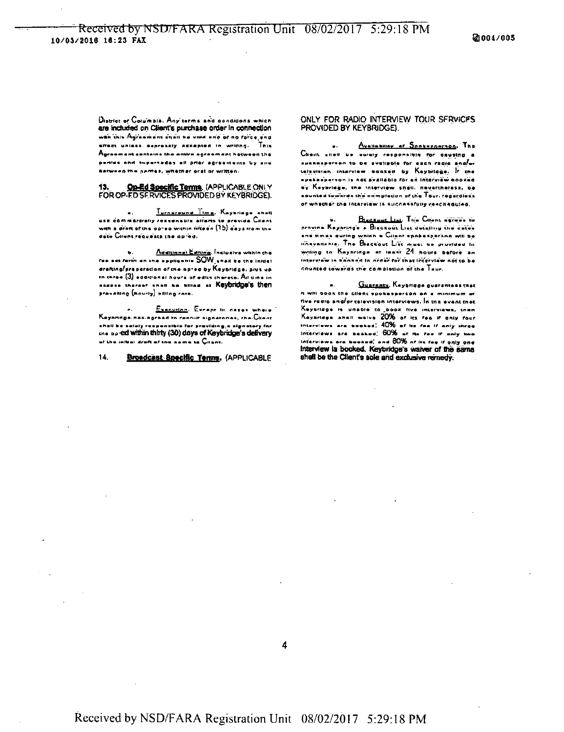District of Columbia. Any terms and conditions which are included on Client's purchase order in connection with this Agreement shall be void and of no force and effect unless expressly accepted in writing. This Agreement contains the entire agreement between the parties and supersedes all prior agreements by and between the parties, whether oral or written.

13. **Op-Ed Specific Terms**. (APPLICABLE ONLY FOR OP-ED SERVICES PROVIDED BY KEYBRIDGE).

a. Turnaround Time. Keybridge shall use commercially reasonable efforts to provide Client with a draft of the op-ed within fifteen (15) days from the date Client requests the op-ed.

b. Additional Editing. Inclusive within the fee set forth on the applicable SOW shall be the initial drafting/preparation of the op-ed by Keybridge, plus up to three (3) additional hours of edits thereto. All time in excess thereof shall be billed at Keybridge's then prevailing (hourly) billing rate.

c. Execution. Except in cases where Keybridge has agreed to recruit signatories, the Client shall be solely responsible for providing a signatory for the op-ed within thirty (30) days of Keybridge's delivery of the initial draft of the same to Client.

14. **Broadcast Specific Terms**. (APPLICABLE ONLY FOR RADIO INTERVIEW TOUR SERVICES PROVIDED BY KEYBRIDGE).

a. Availability of Spokesperson. The Client shall be solely responsible for causing a spokesperson to be available for each radio and/or television interview booked by Keybridge. If the spokesperson is not available for an interview booked by Keybridge, the interview shall, nevertheless, be counted towards the completion of the Tour, regardless of whether the interview is successfully rescheduled.

b. Blackout List. The Client agrees to provide Keybridge a Blackout List detailing the dates and times during which a Client spokesperson will be unavailable. The Blackout List must be provided in writing to Keybridge at least 24 hours before an interview is booked in order for that interview not to be counted towards the completion of the Tour.

c. Guaranty. Keybridge guarantees that it will book the client spokesperson on a minimum of five radio and/or television interviews. In the event that Keybridge is unable to book five interviews, then Keybridge shall waive 20% of its fee if only four interviews are booked; 40% of its fee if only three interviews are booked; 60% of its fee if only two interviews are booked; and 80% of its fee if only one interview is booked. Keybridge's waiver of the same shall be the Client's sole and exclusive remedy.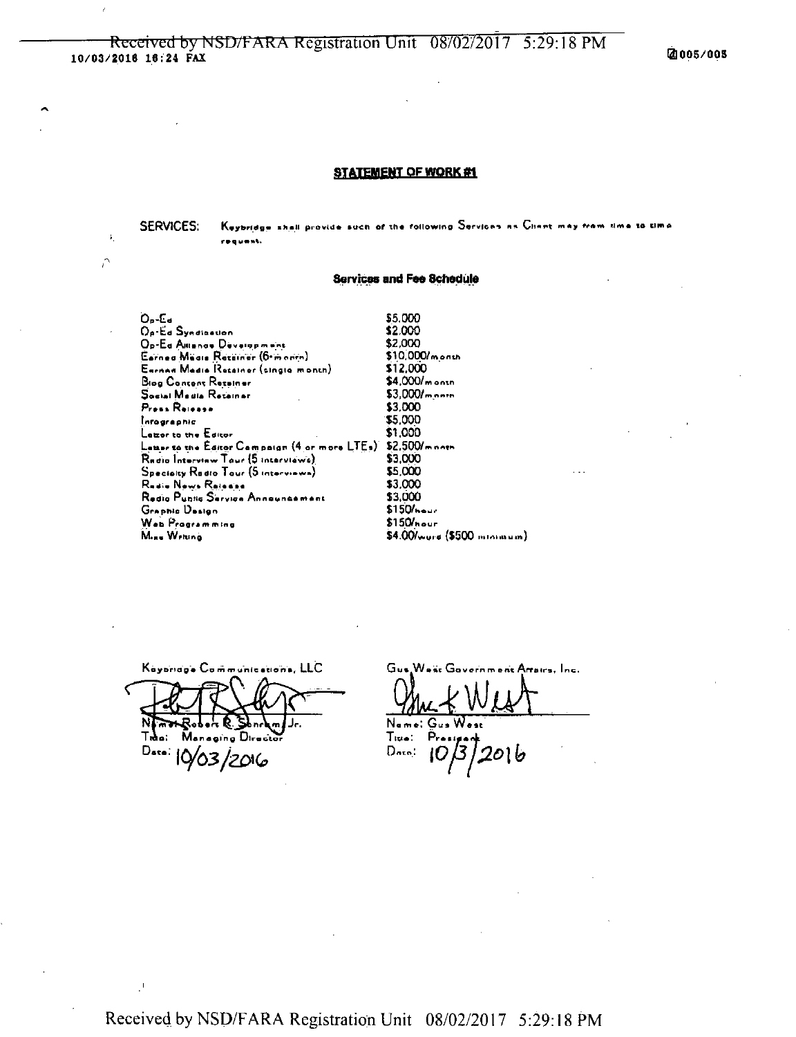## STATEMENT OF WORK #1

SERVICES: Keybridge shall provide such of the following Services as Client may from time to time request.

### Services and Fee Schedule

| | |
|---|---|
| Op-Ed | $5,000 |
| Op-Ed Syndication | $2,000 |
| Op-Ed Alliance Development | $2,000 |
| Earned Media Retainer (6-month) | $10,000/month |
| Earned Media Retainer (single month) | $12,000 |
| Blog Content Retainer | $4,000/month |
| Social Media Retainer | $3,000/month |
| Press Release | $3,000 |
| Infographic | $5,000 |
| Letter to the Editor | $1,000 |
| Letter to the Editor Campaign (4 or more LTEs) | $2,500/month |
| Radio Interview Tour (5 interviews) | $3,000 |
| Specialty Radio Tour (5 interviews) | $5,000 |
| Radio News Release | $3,000 |
| Radio Public Service Announcement | $3,000 |
| Graphic Design | $150/hour |
| Web Programming | $150/hour |
| Misc Writing | $4.00/word ($500 minimum) |

Keybridge Communications, LLC

[Signature]

Name: Robert R. Sonnham Jr.
Title: Managing Director
Date: 10/03/2016

Gus West Government Affairs, Inc.

[Signature]

Name: Gus West
Title: President
Date: 10/3/2016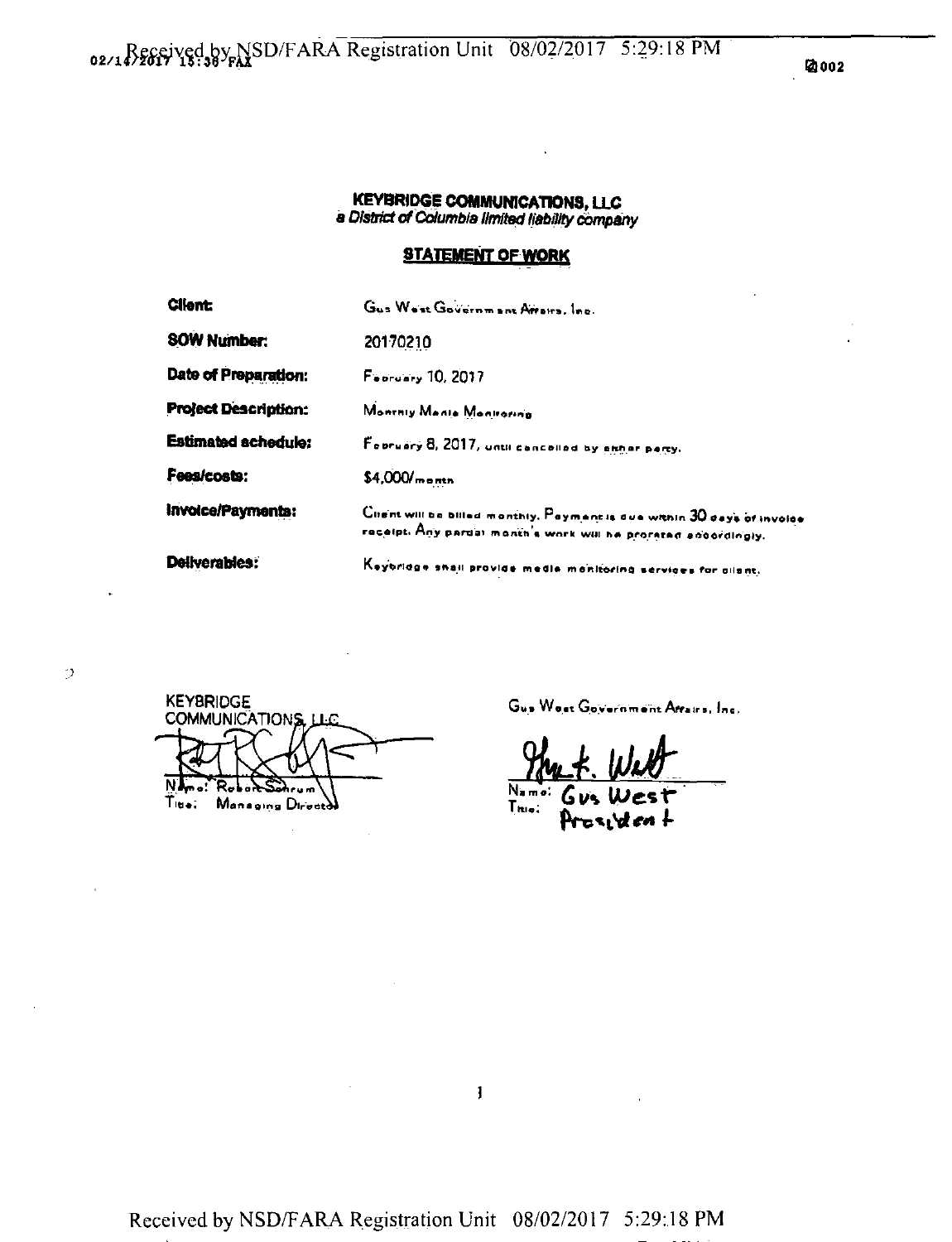**KEYBRIDGE COMMUNICATIONS, LLC**
*a District of Columbia limited liability company*

**STATEMENT OF WORK**

| | |
|---|---|
| **Client:** | Gus West Government Affairs, Inc. |
| **SOW Number:** | 20170210 |
| **Date of Preparation:** | February 10, 2017 |
| **Project Description:** | Monthly Media Monitoring |
| **Estimated schedule:** | February 8, 2017, until cancelled by either party. |
| **Fees/costs:** | $4,000/month |
| **Invoice/Payments:** | Client will be billed monthly. Payment is due within 30 days of invoice receipt. Any partial month's work will be prorated accordingly. |
| **Deliverables:** | Keybridge shall provide media monitoring services for client. |

KEYBRIDGE COMMUNICATIONS, LLC

Name: Robert Sohrum
Title: Managing Director

Gus West Government Affairs, Inc.

Name: Gus West
Title: President